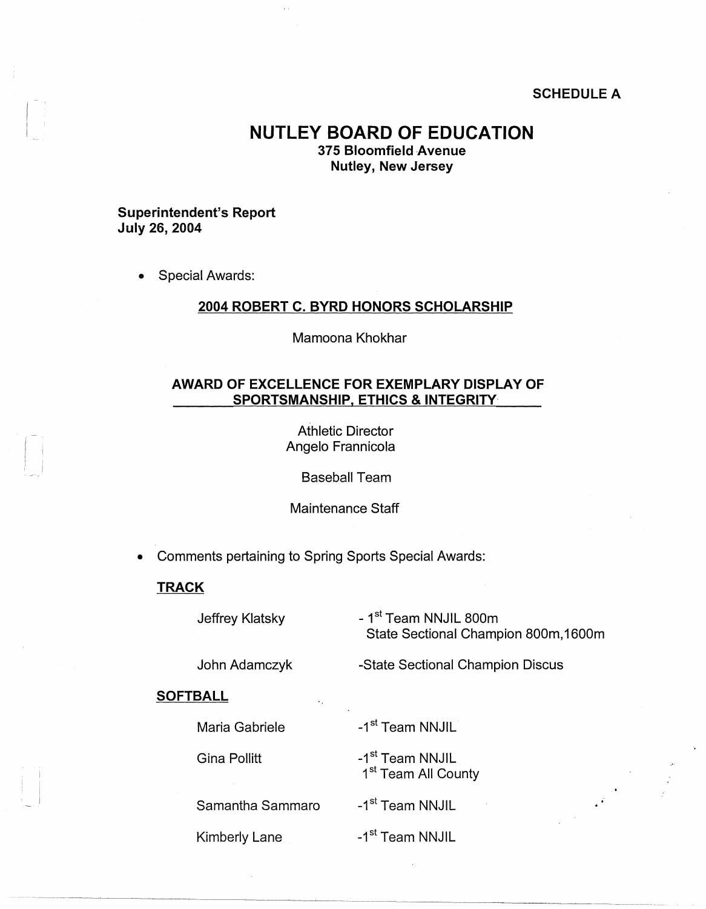SCHEDULE A

# NUTLEY BOARD OF EDUCATION

**375 Bloomfield Avenue**
**Nutley, New Jersey**

**Superintendent's Report**
**July 26, 2004**

- Special Awards:

## 2004 ROBERT C. BYRD HONORS SCHOLARSHIP

Mamoona Khokhar

## AWARD OF EXCELLENCE FOR EXEMPLARY DISPLAY OF SPORTSMANSHIP, ETHICS & INTEGRITY

Athletic Director
Angelo Frannicola

Baseball Team

Maintenance Staff

- Comments pertaining to Spring Sports Special Awards:

### TRACK

| | |
|---|---|
| Jeffrey Klatsky | - 1st Team NNJIL 800m<br>State Sectional Champion 800m,1600m |
| John Adamczyk | -State Sectional Champion Discus |

### SOFTBALL

| | |
|---|---|
| Maria Gabriele | -1st Team NNJIL |
| Gina Pollitt | -1st Team NNJIL<br>1st Team All County |
| Samantha Sammaro | -1st Team NNJIL |
| Kimberly Lane | -1st Team NNJIL |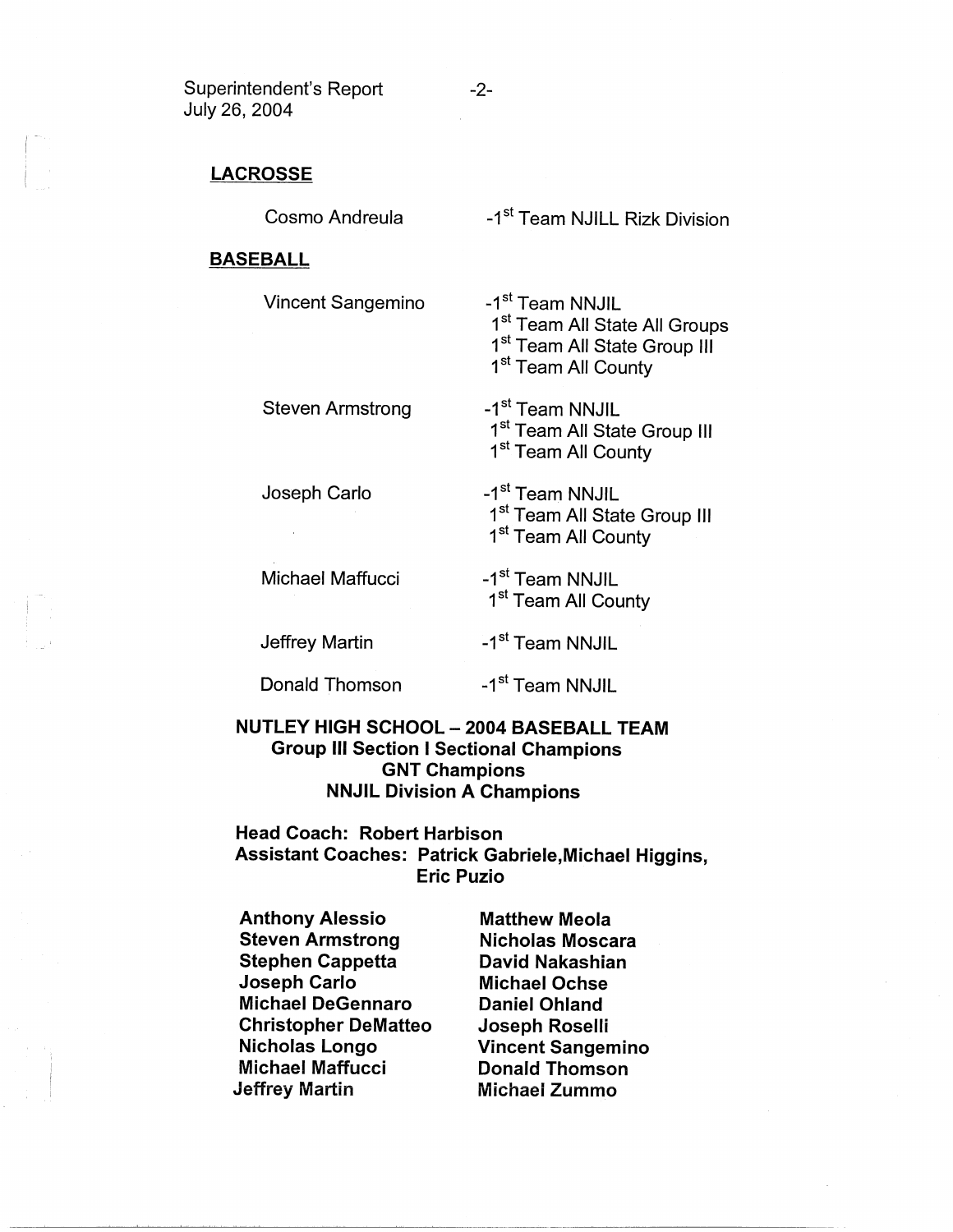## LACROSSE

Cosmo Andreula -1st Team NJILL Rizk Division

## BASEBALL

Vincent Sangemino -1st Team NNJIL
1st Team All State All Groups
1st Team All State Group III
1st Team All County

Steven Armstrong -1st Team NNJIL
1st Team All State Group III
1st Team All County

Joseph Carlo -1st Team NNJIL
1st Team All State Group III
1st Team All County

Michael Maffucci -1st Team NNJIL
1st Team All County

Jeffrey Martin -1st Team NNJIL

Donald Thomson -1st Team NNJIL

**NUTLEY HIGH SCHOOL – 2004 BASEBALL TEAM**
**Group III Section I Sectional Champions**
**GNT Champions**
**NNJIL Division A Champions**

**Head Coach: Robert Harbison**
**Assistant Coaches: Patrick Gabriele, Michael Higgins, Eric Puzio**

**Anthony Alessio**
**Steven Armstrong**
**Stephen Cappetta**
**Joseph Carlo**
**Michael DeGennaro**
**Christopher DeMatteo**
**Nicholas Longo**
**Michael Maffucci**
**Jeffrey Martin**
**Matthew Meola**
**Nicholas Moscara**
**David Nakashian**
**Michael Ochse**
**Daniel Ohland**
**Joseph Roselli**
**Vincent Sangemino**
**Donald Thomson**
**Michael Zummo**